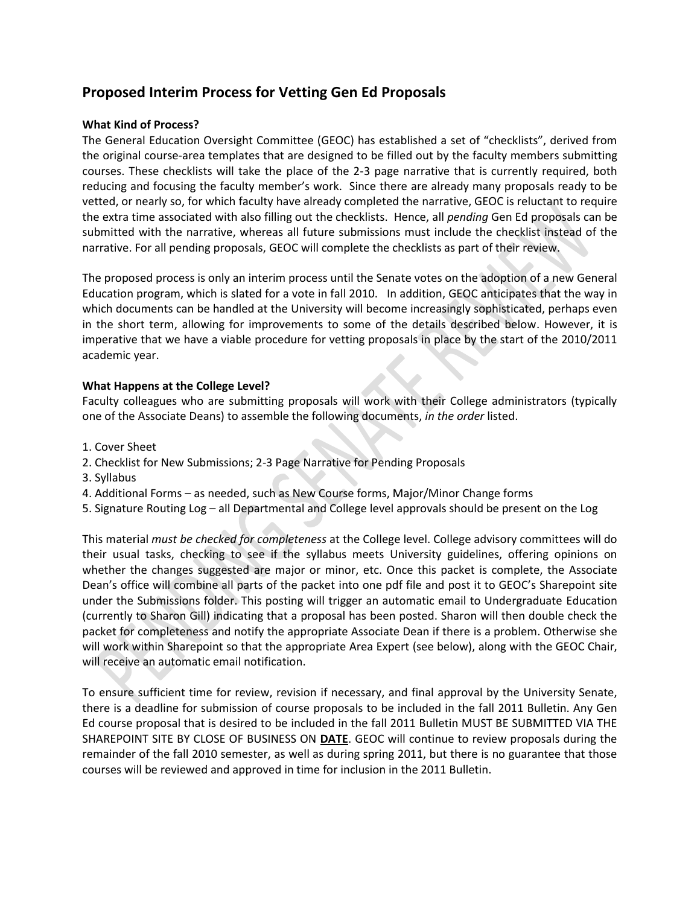## Proposed Interim Process for Vetting Gen Ed Proposals

**What Kind of Process?**

The General Education Oversight Committee (GEOC) has established a set of "checklists", derived from the original course-area templates that are designed to be filled out by the faculty members submitting courses. These checklists will take the place of the 2-3 page narrative that is currently required, both reducing and focusing the faculty member's work. Since there are already many proposals ready to be vetted, or nearly so, for which faculty have already completed the narrative, GEOC is reluctant to require the extra time associated with also filling out the checklists. Hence, all *pending* Gen Ed proposals can be submitted with the narrative, whereas all future submissions must include the checklist instead of the narrative. For all pending proposals, GEOC will complete the checklists as part of their review.

The proposed process is only an interim process until the Senate votes on the adoption of a new General Education program, which is slated for a vote in fall 2010. In addition, GEOC anticipates that the way in which documents can be handled at the University will become increasingly sophisticated, perhaps even in the short term, allowing for improvements to some of the details described below. However, it is imperative that we have a viable procedure for vetting proposals in place by the start of the 2010/2011 academic year.

**What Happens at the College Level?**

Faculty colleagues who are submitting proposals will work with their College administrators (typically one of the Associate Deans) to assemble the following documents, *in the order* listed.

1. Cover Sheet
2. Checklist for New Submissions; 2-3 Page Narrative for Pending Proposals
3. Syllabus
4. Additional Forms – as needed, such as New Course forms, Major/Minor Change forms
5. Signature Routing Log – all Departmental and College level approvals should be present on the Log

This material *must be checked for completeness* at the College level. College advisory committees will do their usual tasks, checking to see if the syllabus meets University guidelines, offering opinions on whether the changes suggested are major or minor, etc. Once this packet is complete, the Associate Dean's office will combine all parts of the packet into one pdf file and post it to GEOC's Sharepoint site under the Submissions folder. This posting will trigger an automatic email to Undergraduate Education (currently to Sharon Gill) indicating that a proposal has been posted. Sharon will then double check the packet for completeness and notify the appropriate Associate Dean if there is a problem. Otherwise she will work within Sharepoint so that the appropriate Area Expert (see below), along with the GEOC Chair, will receive an automatic email notification.

To ensure sufficient time for review, revision if necessary, and final approval by the University Senate, there is a deadline for submission of course proposals to be included in the fall 2011 Bulletin. Any Gen Ed course proposal that is desired to be included in the fall 2011 Bulletin MUST BE SUBMITTED VIA THE SHAREPOINT SITE BY CLOSE OF BUSINESS ON **DATE**. GEOC will continue to review proposals during the remainder of the fall 2010 semester, as well as during spring 2011, but there is no guarantee that those courses will be reviewed and approved in time for inclusion in the 2011 Bulletin.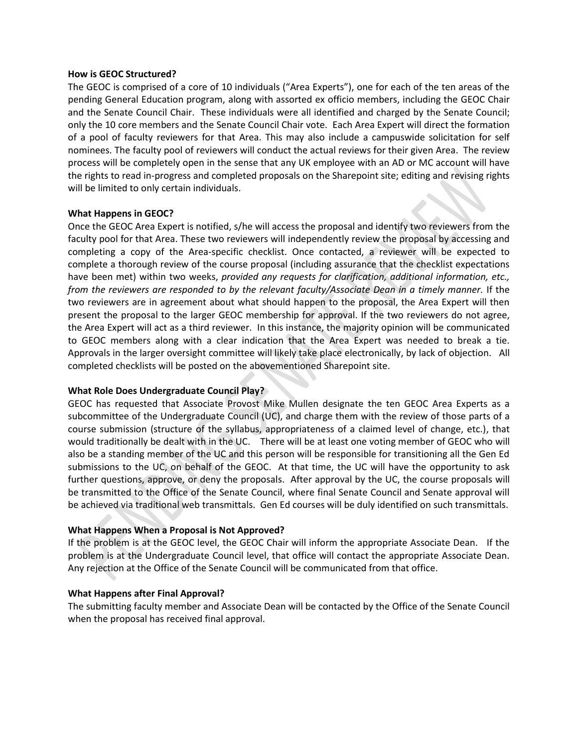**How is GEOC Structured?**

The GEOC is comprised of a core of 10 individuals ("Area Experts"), one for each of the ten areas of the pending General Education program, along with assorted ex officio members, including the GEOC Chair and the Senate Council Chair. These individuals were all identified and charged by the Senate Council; only the 10 core members and the Senate Council Chair vote. Each Area Expert will direct the formation of a pool of faculty reviewers for that Area. This may also include a campuswide solicitation for self nominees. The faculty pool of reviewers will conduct the actual reviews for their given Area. The review process will be completely open in the sense that any UK employee with an AD or MC account will have the rights to read in-progress and completed proposals on the Sharepoint site; editing and revising rights will be limited to only certain individuals.

**What Happens in GEOC?**

Once the GEOC Area Expert is notified, s/he will access the proposal and identify two reviewers from the faculty pool for that Area. These two reviewers will independently review the proposal by accessing and completing a copy of the Area-specific checklist. Once contacted, a reviewer will be expected to complete a thorough review of the course proposal (including assurance that the checklist expectations have been met) within two weeks, *provided any requests for clarification, additional information, etc., from the reviewers are responded to by the relevant faculty/Associate Dean in a timely manner.* If the two reviewers are in agreement about what should happen to the proposal, the Area Expert will then present the proposal to the larger GEOC membership for approval. If the two reviewers do not agree, the Area Expert will act as a third reviewer. In this instance, the majority opinion will be communicated to GEOC members along with a clear indication that the Area Expert was needed to break a tie. Approvals in the larger oversight committee will likely take place electronically, by lack of objection. All completed checklists will be posted on the abovementioned Sharepoint site.

**What Role Does Undergraduate Council Play?**

GEOC has requested that Associate Provost Mike Mullen designate the ten GEOC Area Experts as a subcommittee of the Undergraduate Council (UC), and charge them with the review of those parts of a course submission (structure of the syllabus, appropriateness of a claimed level of change, etc.), that would traditionally be dealt with in the UC. There will be at least one voting member of GEOC who will also be a standing member of the UC and this person will be responsible for transitioning all the Gen Ed submissions to the UC, on behalf of the GEOC. At that time, the UC will have the opportunity to ask further questions, approve, or deny the proposals. After approval by the UC, the course proposals will be transmitted to the Office of the Senate Council, where final Senate Council and Senate approval will be achieved via traditional web transmittals. Gen Ed courses will be duly identified on such transmittals.

**What Happens When a Proposal is Not Approved?**

If the problem is at the GEOC level, the GEOC Chair will inform the appropriate Associate Dean. If the problem is at the Undergraduate Council level, that office will contact the appropriate Associate Dean. Any rejection at the Office of the Senate Council will be communicated from that office.

**What Happens after Final Approval?**

The submitting faculty member and Associate Dean will be contacted by the Office of the Senate Council when the proposal has received final approval.